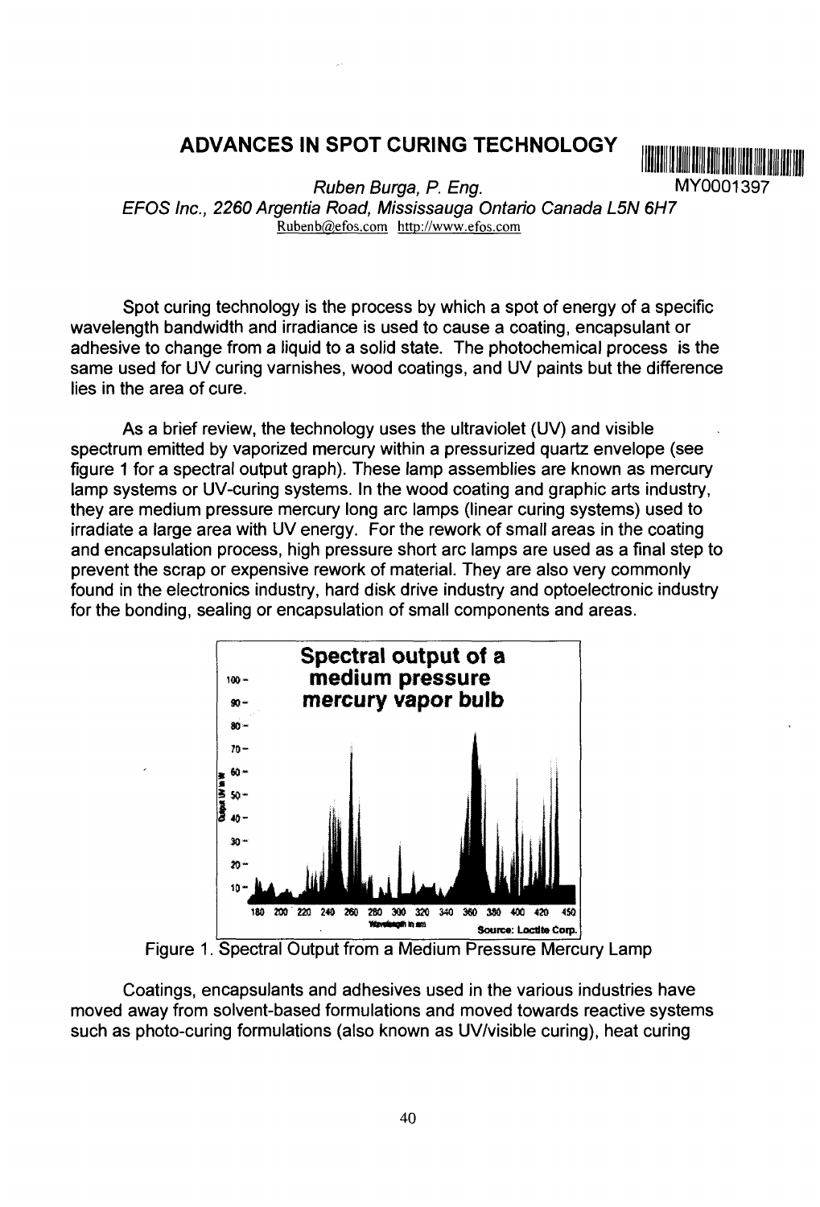# ADVANCES IN SPOT CURING TECHNOLOGY

MY0001397

*Ruben Burga, P. Eng.*

*EFOS Inc., 2260 Argentia Road, Mississauga Ontario Canada L5N 6H7*

Rubenb@efos.com http://www.efos.com

Spot curing technology is the process by which a spot of energy of a specific wavelength bandwidth and irradiance is used to cause a coating, encapsulant or adhesive to change from a liquid to a solid state. The photochemical process is the same used for UV curing varnishes, wood coatings, and UV paints but the difference lies in the area of cure.

As a brief review, the technology uses the ultraviolet (UV) and visible spectrum emitted by vaporized mercury within a pressurized quartz envelope (see figure 1 for a spectral output graph). These lamp assemblies are known as mercury lamp systems or UV-curing systems. In the wood coating and graphic arts industry, they are medium pressure mercury long arc lamps (linear curing systems) used to irradiate a large area with UV energy. For the rework of small areas in the coating and encapsulation process, high pressure short arc lamps are used as a final step to prevent the scrap or expensive rework of material. They are also very commonly found in the electronics industry, hard disk drive industry and optoelectronic industry for the bonding, sealing or encapsulation of small components and areas.

Figure 1. Spectral Output from a Medium Pressure Mercury Lamp

Coatings, encapsulants and adhesives used in the various industries have moved away from solvent-based formulations and moved towards reactive systems such as photo-curing formulations (also known as UV/visible curing), heat curing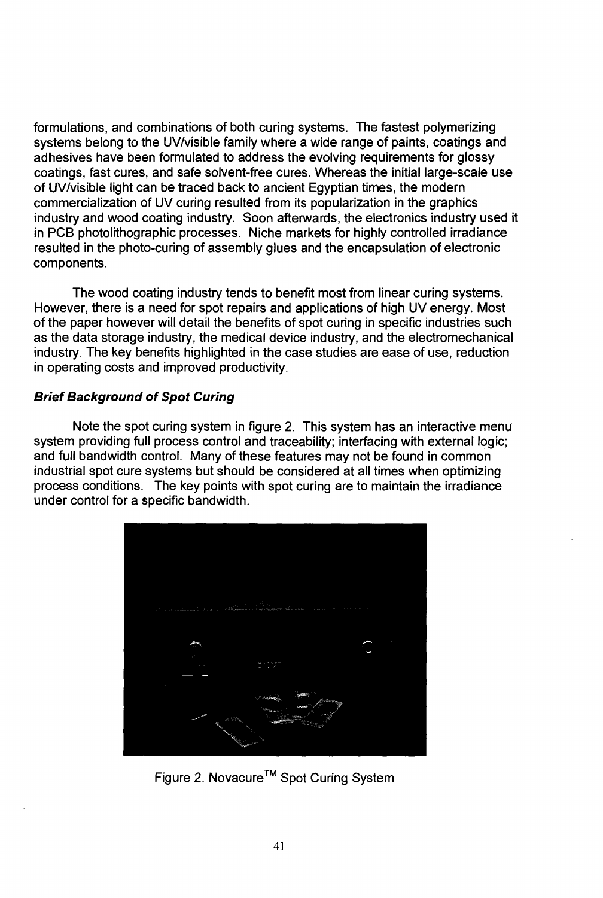formulations, and combinations of both curing systems. The fastest polymerizing systems belong to the UV/visible family where a wide range of paints, coatings and adhesives have been formulated to address the evolving requirements for glossy coatings, fast cures, and safe solvent-free cures. Whereas the initial large-scale use of UV/visible light can be traced back to ancient Egyptian times, the modern commercialization of UV curing resulted from its popularization in the graphics industry and wood coating industry. Soon afterwards, the electronics industry used it in PCB photolithographic processes. Niche markets for highly controlled irradiance resulted in the photo-curing of assembly glues and the encapsulation of electronic components.

The wood coating industry tends to benefit most from linear curing systems. However, there is a need for spot repairs and applications of high UV energy. Most of the paper however will detail the benefits of spot curing in specific industries such as the data storage industry, the medical device industry, and the electromechanical industry. The key benefits highlighted in the case studies are ease of use, reduction in operating costs and improved productivity.

### ***Brief Background of Spot Curing***

Note the spot curing system in figure 2. This system has an interactive menu system providing full process control and traceability; interfacing with external logic; and full bandwidth control. Many of these features may not be found in common industrial spot cure systems but should be considered at all times when optimizing process conditions. The key points with spot curing are to maintain the irradiance under control for a specific bandwidth.

Figure 2. Novacure™ Spot Curing System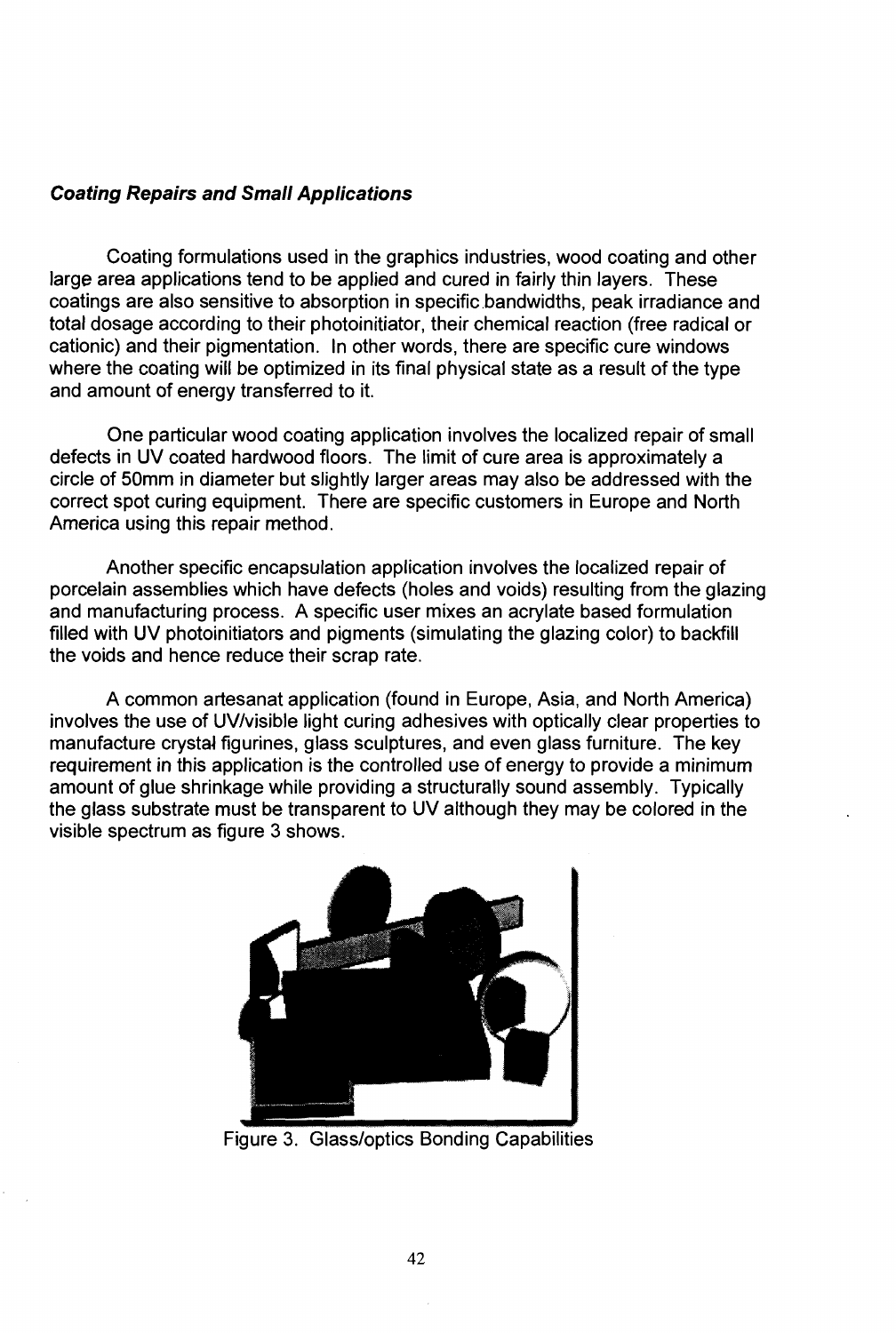***Coating Repairs and Small Applications***

Coating formulations used in the graphics industries, wood coating and other large area applications tend to be applied and cured in fairly thin layers. These coatings are also sensitive to absorption in specific bandwidths, peak irradiance and total dosage according to their photoinitiator, their chemical reaction (free radical or cationic) and their pigmentation. In other words, there are specific cure windows where the coating will be optimized in its final physical state as a result of the type and amount of energy transferred to it.

One particular wood coating application involves the localized repair of small defects in UV coated hardwood floors. The limit of cure area is approximately a circle of 50mm in diameter but slightly larger areas may also be addressed with the correct spot curing equipment. There are specific customers in Europe and North America using this repair method.

Another specific encapsulation application involves the localized repair of porcelain assemblies which have defects (holes and voids) resulting from the glazing and manufacturing process. A specific user mixes an acrylate based formulation filled with UV photoinitiators and pigments (simulating the glazing color) to backfill the voids and hence reduce their scrap rate.

A common artesanat application (found in Europe, Asia, and North America) involves the use of UV/visible light curing adhesives with optically clear properties to manufacture crystal figurines, glass sculptures, and even glass furniture. The key requirement in this application is the controlled use of energy to provide a minimum amount of glue shrinkage while providing a structurally sound assembly. Typically the glass substrate must be transparent to UV although they may be colored in the visible spectrum as figure 3 shows.

Figure 3. Glass/optics Bonding Capabilities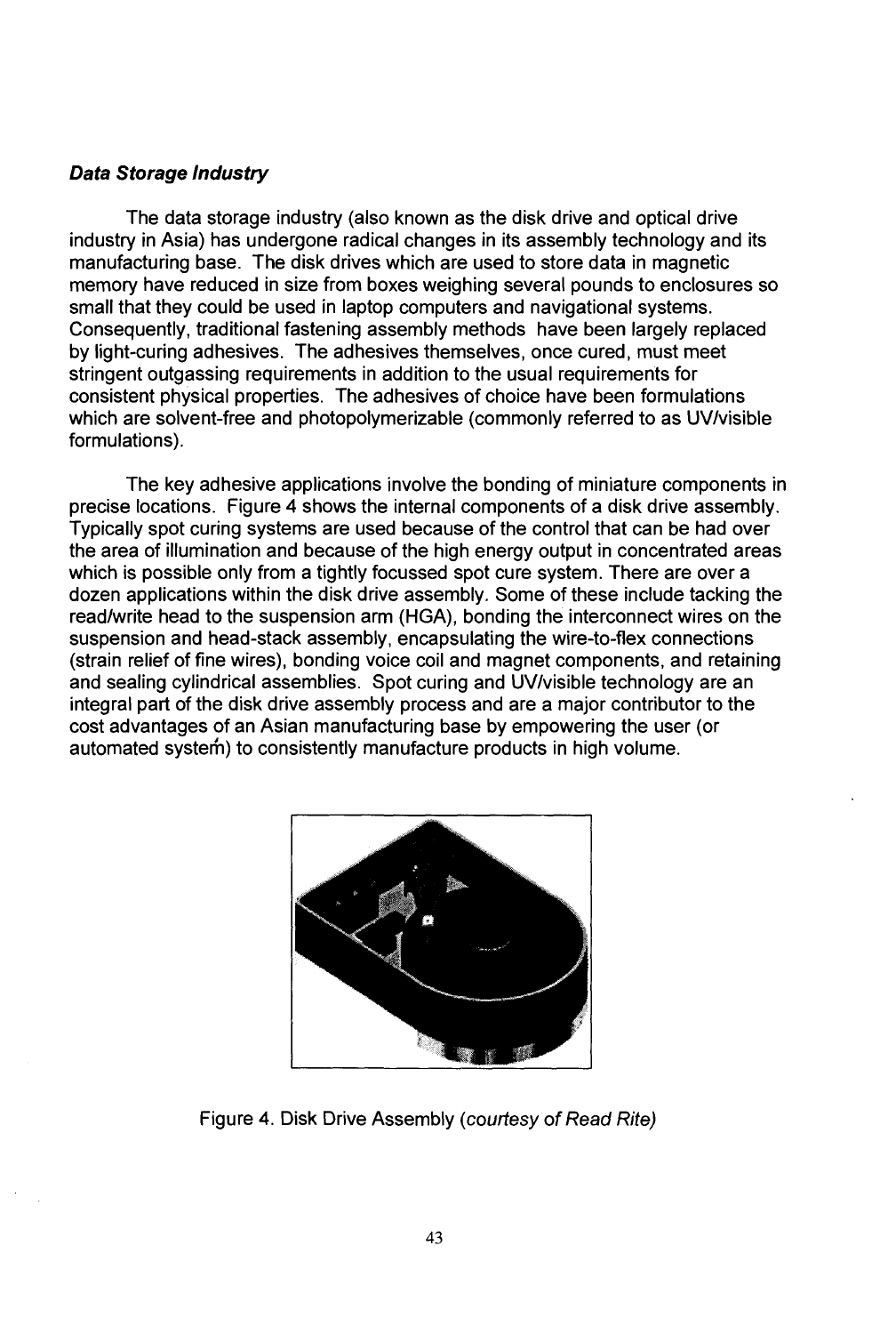### *Data Storage Industry*

The data storage industry (also known as the disk drive and optical drive industry in Asia) has undergone radical changes in its assembly technology and its manufacturing base. The disk drives which are used to store data in magnetic memory have reduced in size from boxes weighing several pounds to enclosures so small that they could be used in laptop computers and navigational systems. Consequently, traditional fastening assembly methods have been largely replaced by light-curing adhesives. The adhesives themselves, once cured, must meet stringent outgassing requirements in addition to the usual requirements for consistent physical properties. The adhesives of choice have been formulations which are solvent-free and photopolymerizable (commonly referred to as UV/visible formulations).

The key adhesive applications involve the bonding of miniature components in precise locations. Figure 4 shows the internal components of a disk drive assembly. Typically spot curing systems are used because of the control that can be had over the area of illumination and because of the high energy output in concentrated areas which is possible only from a tightly focussed spot cure system. There are over a dozen applications within the disk drive assembly. Some of these include tacking the read/write head to the suspension arm (HGA), bonding the interconnect wires on the suspension and head-stack assembly, encapsulating the wire-to-flex connections (strain relief of fine wires), bonding voice coil and magnet components, and retaining and sealing cylindrical assemblies. Spot curing and UV/visible technology are an integral part of the disk drive assembly process and are a major contributor to the cost advantages of an Asian manufacturing base by empowering the user (or automated system) to consistently manufacture products in high volume.

Figure 4. Disk Drive Assembly *(courtesy of Read Rite)*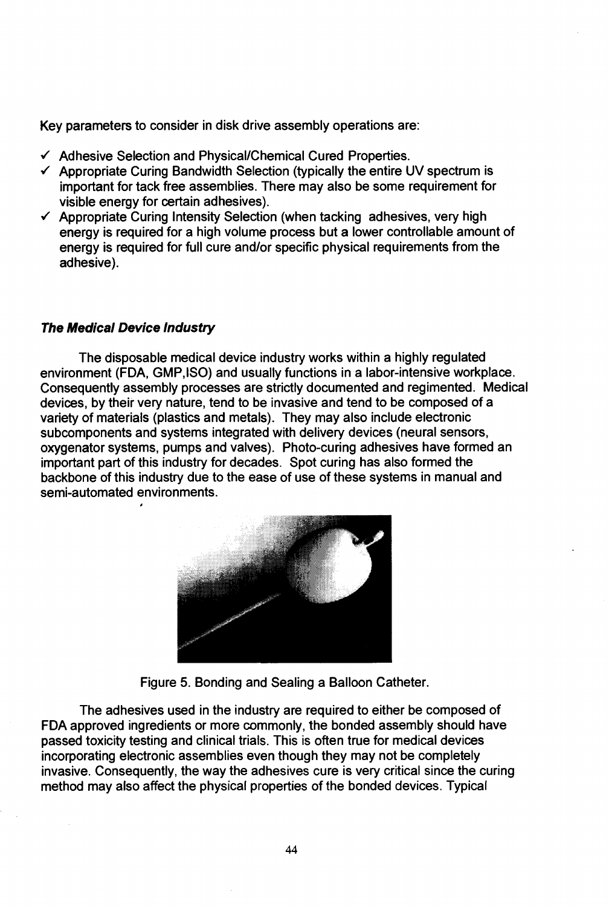Key parameters to consider in disk drive assembly operations are:

- ✓ Adhesive Selection and Physical/Chemical Cured Properties.
- ✓ Appropriate Curing Bandwidth Selection (typically the entire UV spectrum is important for tack free assemblies. There may also be some requirement for visible energy for certain adhesives).
- ✓ Appropriate Curing Intensity Selection (when tacking adhesives, very high energy is required for a high volume process but a lower controllable amount of energy is required for full cure and/or specific physical requirements from the adhesive).

### *The Medical Device Industry*

The disposable medical device industry works within a highly regulated environment (FDA, GMP,ISO) and usually functions in a labor-intensive workplace. Consequently assembly processes are strictly documented and regimented. Medical devices, by their very nature, tend to be invasive and tend to be composed of a variety of materials (plastics and metals). They may also include electronic subcomponents and systems integrated with delivery devices (neural sensors, oxygenator systems, pumps and valves). Photo-curing adhesives have formed an important part of this industry for decades. Spot curing has also formed the backbone of this industry due to the ease of use of these systems in manual and semi-automated environments.

Figure 5. Bonding and Sealing a Balloon Catheter.

The adhesives used in the industry are required to either be composed of FDA approved ingredients or more commonly, the bonded assembly should have passed toxicity testing and clinical trials. This is often true for medical devices incorporating electronic assemblies even though they may not be completely invasive. Consequently, the way the adhesives cure is very critical since the curing method may also affect the physical properties of the bonded devices. Typical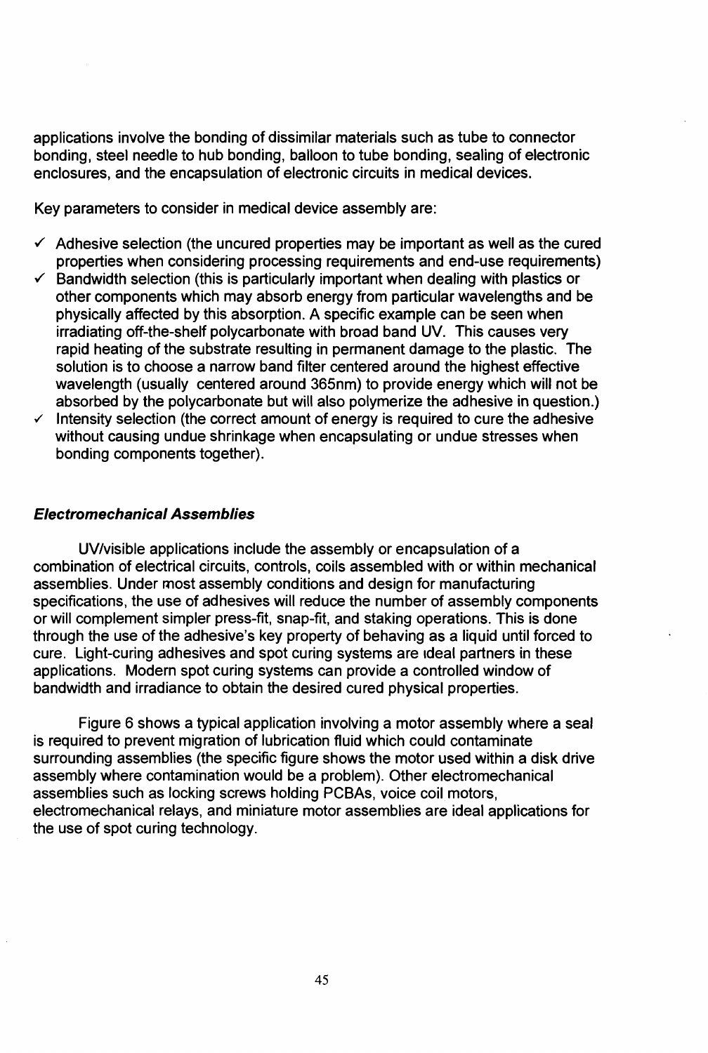applications involve the bonding of dissimilar materials such as tube to connector bonding, steel needle to hub bonding, balloon to tube bonding, sealing of electronic enclosures, and the encapsulation of electronic circuits in medical devices.

Key parameters to consider in medical device assembly are:

- ✓ Adhesive selection (the uncured properties may be important as well as the cured properties when considering processing requirements and end-use requirements)
- ✓ Bandwidth selection (this is particularly important when dealing with plastics or other components which may absorb energy from particular wavelengths and be physically affected by this absorption. A specific example can be seen when irradiating off-the-shelf polycarbonate with broad band UV. This causes very rapid heating of the substrate resulting in permanent damage to the plastic. The solution is to choose a narrow band filter centered around the highest effective wavelength (usually centered around 365nm) to provide energy which will not be absorbed by the polycarbonate but will also polymerize the adhesive in question.)
- ✓ Intensity selection (the correct amount of energy is required to cure the adhesive without causing undue shrinkage when encapsulating or undue stresses when bonding components together).

### *Electromechanical Assemblies*

UV/visible applications include the assembly or encapsulation of a combination of electrical circuits, controls, coils assembled with or within mechanical assemblies. Under most assembly conditions and design for manufacturing specifications, the use of adhesives will reduce the number of assembly components or will complement simpler press-fit, snap-fit, and staking operations. This is done through the use of the adhesive's key property of behaving as a liquid until forced to cure. Light-curing adhesives and spot curing systems are ideal partners in these applications. Modern spot curing systems can provide a controlled window of bandwidth and irradiance to obtain the desired cured physical properties.

Figure 6 shows a typical application involving a motor assembly where a seal is required to prevent migration of lubrication fluid which could contaminate surrounding assemblies (the specific figure shows the motor used within a disk drive assembly where contamination would be a problem). Other electromechanical assemblies such as locking screws holding PCBAs, voice coil motors, electromechanical relays, and miniature motor assemblies are ideal applications for the use of spot curing technology.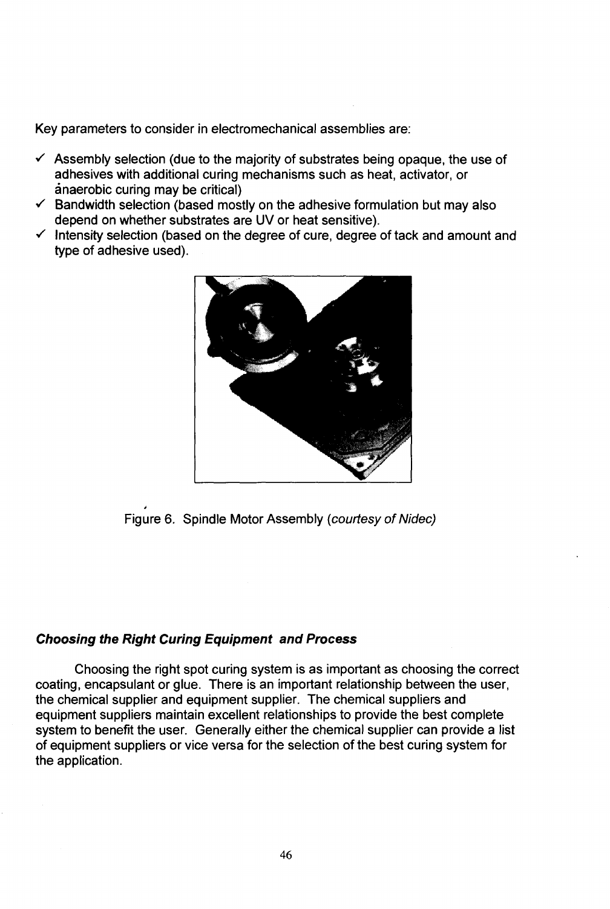Key parameters to consider in electromechanical assemblies are:

- ✓ Assembly selection (due to the majority of substrates being opaque, the use of adhesives with additional curing mechanisms such as heat, activator, or anaerobic curing may be critical)
- ✓ Bandwidth selection (based mostly on the adhesive formulation but may also depend on whether substrates are UV or heat sensitive).
- ✓ Intensity selection (based on the degree of cure, degree of tack and amount and type of adhesive used).

Figure 6. Spindle Motor Assembly *(courtesy of Nidec)*

### ***Choosing the Right Curing Equipment and Process***

Choosing the right spot curing system is as important as choosing the correct coating, encapsulant or glue. There is an important relationship between the user, the chemical supplier and equipment supplier. The chemical suppliers and equipment suppliers maintain excellent relationships to provide the best complete system to benefit the user. Generally either the chemical supplier can provide a list of equipment suppliers or vice versa for the selection of the best curing system for the application.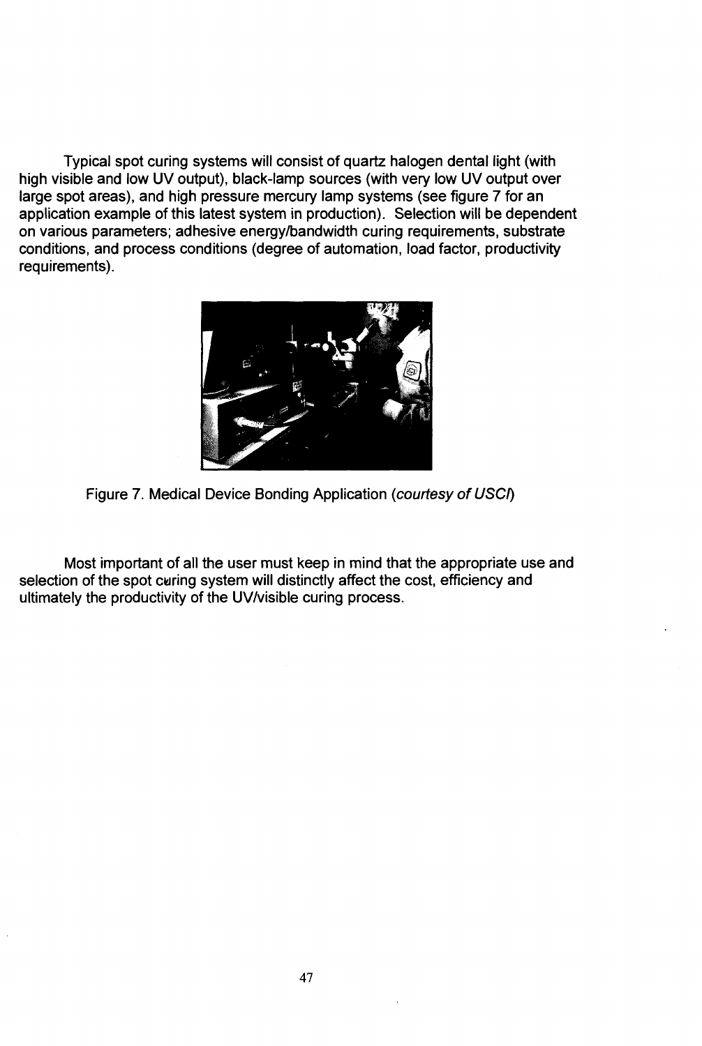Typical spot curing systems will consist of quartz halogen dental light (with high visible and low UV output), black-lamp sources (with very low UV output over large spot areas), and high pressure mercury lamp systems (see figure 7 for an application example of this latest system in production). Selection will be dependent on various parameters; adhesive energy/bandwidth curing requirements, substrate conditions, and process conditions (degree of automation, load factor, productivity requirements).

Figure 7. Medical Device Bonding Application (*courtesy of USCI*)

Most important of all the user must keep in mind that the appropriate use and selection of the spot curing system will distinctly affect the cost, efficiency and ultimately the productivity of the UV/visible curing process.